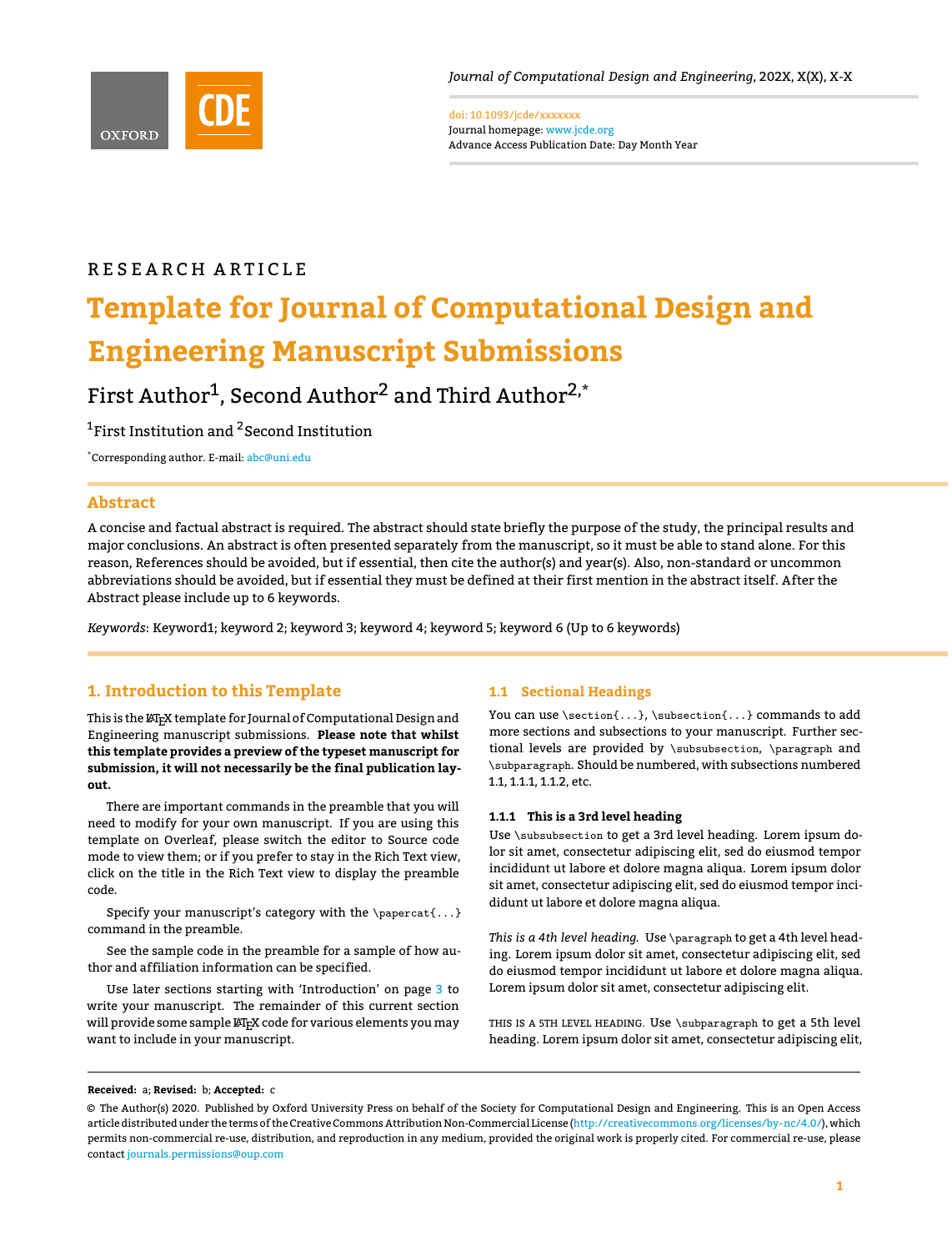RESEARCH ARTICLE

# Template for Journal of Computational Design and Engineering Manuscript Submissions

First Author[1], Second Author[2] and Third Author[2,*]

[1]First Institution and [2]Second Institution

[*]Corresponding author. E-mail: abc@uni.edu

## Abstract

A concise and factual abstract is required. The abstract should state briefly the purpose of the study, the principal results and major conclusions. An abstract is often presented separately from the manuscript, so it must be able to stand alone. For this reason, References should be avoided, but if essential, then cite the author(s) and year(s). Also, non-standard or uncommon abbreviations should be avoided, but if essential they must be defined at their first mention in the abstract itself. After the Abstract please include up to 6 keywords.

*Keywords*: Keyword1; keyword 2; keyword 3; keyword 4; keyword 5; keyword 6 (Up to 6 keywords)

## 1. Introduction to this Template

This is the LaTeX template for Journal of Computational Design and Engineering manuscript submissions. **Please note that whilst this template provides a preview of the typeset manuscript for submission, it will not necessarily be the final publication layout.**

There are important commands in the preamble that you will need to modify for your own manuscript. If you are using this template on Overleaf, please switch the editor to Source code mode to view them; or if you prefer to stay in the Rich Text view, click on the title in the Rich Text view to display the preamble code.

Specify your manuscript's category with the `\papercat{...}` command in the preamble.

See the sample code in the preamble for a sample of how author and affiliation information can be specified.

Use later sections starting with 'Introduction' on page 3 to write your manuscript. The remainder of this current section will provide some sample LaTeX code for various elements you may want to include in your manuscript.

### 1.1 Sectional Headings

You can use `\section{...}`, `\subsection{...}` commands to add more sections and subsections to your manuscript. Further sectional levels are provided by `\subsubsection`, `\paragraph` and `\subparagraph`. Should be numbered, with subsections numbered 1.1, 1.1.1, 1.1.2, etc.

#### 1.1.1 This is a 3rd level heading

Use `\subsubsection` to get a 3rd level heading. Lorem ipsum dolor sit amet, consectetur adipiscing elit, sed do eiusmod tempor incididunt ut labore et dolore magna aliqua. Lorem ipsum dolor sit amet, consectetur adipiscing elit, sed do eiusmod tempor incididunt ut labore et dolore magna aliqua.

*This is a 4th level heading.* Use `\paragraph` to get a 4th level heading. Lorem ipsum dolor sit amet, consectetur adipiscing elit, sed do eiusmod tempor incididunt ut labore et dolore magna aliqua. Lorem ipsum dolor sit amet, consectetur adipiscing elit.

THIS IS A 5TH LEVEL HEADING. Use `\subparagraph` to get a 5th level heading. Lorem ipsum dolor sit amet, consectetur adipiscing elit,

**Received:** a; **Revised:** b; **Accepted:** c

© The Author(s) 2020. Published by Oxford University Press on behalf of the Society for Computational Design and Engineering. This is an Open Access article distributed under the terms of the Creative Commons Attribution Non-Commercial License (http://creativecommons.org/licenses/by-nc/4.0/), which permits non-commercial re-use, distribution, and reproduction in any medium, provided the original work is properly cited. For commercial re-use, please contact journals.permissions@oup.com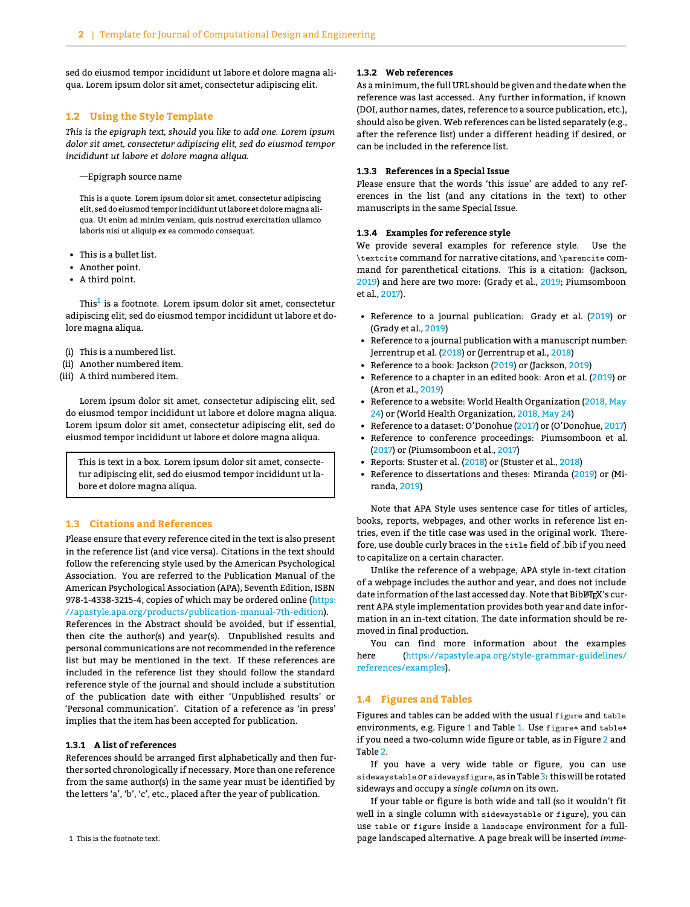sed do eiusmod tempor incididunt ut labore et dolore magna aliqua. Lorem ipsum dolor sit amet, consectetur adipiscing elit.

## 1.2 Using the Style Template

*This is the epigraph text, should you like to add one. Lorem ipsum dolor sit amet, consectetur adipiscing elit, sed do eiusmod tempor incididunt ut labore et dolore magna aliqua.*

—Epigraph source name

> This is a quote. Lorem ipsum dolor sit amet, consectetur adipiscing elit, sed do eiusmod tempor incididunt ut labore et dolore magna aliqua. Ut enim ad minim veniam, quis nostrud exercitation ullamco laboris nisi ut aliquip ex ea commodo consequat.

- This is a bullet list.
- Another point.
- A third point.

This[1] is a footnote. Lorem ipsum dolor sit amet, consectetur adipiscing elit, sed do eiusmod tempor incididunt ut labore et dolore magna aliqua.

(i) This is a numbered list.
(ii) Another numbered item.
(iii) A third numbered item.

Lorem ipsum dolor sit amet, consectetur adipiscing elit, sed do eiusmod tempor incididunt ut labore et dolore magna aliqua. Lorem ipsum dolor sit amet, consectetur adipiscing elit, sed do eiusmod tempor incididunt ut labore et dolore magna aliqua.

> This is text in a box. Lorem ipsum dolor sit amet, consectetur adipiscing elit, sed do eiusmod tempor incididunt ut labore et dolore magna aliqua.

## 1.3 Citations and References

Please ensure that every reference cited in the text is also present in the reference list (and vice versa). Citations in the text should follow the referencing style used by the American Psychological Association. You are referred to the Publication Manual of the American Psychological Association (APA), Seventh Edition, ISBN 978-1-4338-3215-4, copies of which may be ordered online (https://apastyle.apa.org/products/publication-manual-7th-edition). References in the Abstract should be avoided, but if essential, then cite the author(s) and year(s). Unpublished results and personal communications are not recommended in the reference list but may be mentioned in the text. If these references are included in the reference list they should follow the standard reference style of the journal and should include a substitution of the publication date with either 'Unpublished results' or 'Personal communication'. Citation of a reference as 'in press' implies that the item has been accepted for publication.

### 1.3.1 A list of references

References should be arranged first alphabetically and then further sorted chronologically if necessary. More than one reference from the same author(s) in the same year must be identified by the letters 'a', 'b', 'c', etc., placed after the year of publication.

1 This is the footnote text.

### 1.3.2 Web references

As a minimum, the full URL should be given and the date when the reference was last accessed. Any further information, if known (DOI, author names, dates, reference to a source publication, etc.), should also be given. Web references can be listed separately (e.g., after the reference list) under a different heading if desired, or can be included in the reference list.

### 1.3.3 References in a Special Issue

Please ensure that the words 'this issue' are added to any references in the list (and any citations in the text) to other manuscripts in the same Special Issue.

### 1.3.4 Examples for reference style

We provide several examples for reference style. Use the `\textcite` command for narrative citations, and `\parencite` command for parenthetical citations. This is a citation: (Jackson, 2019) and here are two more: (Grady et al., 2019; Piumsomboon et al., 2017).

- Reference to a journal publication: Grady et al. (2019) or (Grady et al., 2019)
- Reference to a journal publication with a manuscript number: Jerrentrup et al. (2018) or (Jerrentrup et al., 2018)
- Reference to a book: Jackson (2019) or (Jackson, 2019)
- Reference to a chapter in an edited book: Aron et al. (2019) or (Aron et al., 2019)
- Reference to a website: World Health Organization (2018, May 24) or (World Health Organization, 2018, May 24)
- Reference to a dataset: O'Donohue (2017) or (O'Donohue, 2017)
- Reference to conference proceedings: Piumsomboon et al. (2017) or (Piumsomboon et al., 2017)
- Reports: Stuster et al. (2018) or (Stuster et al., 2018)
- Reference to dissertations and theses: Miranda (2019) or (Miranda, 2019)

Note that APA Style uses sentence case for titles of articles, books, reports, webpages, and other works in reference list entries, even if the title case was used in the original work. Therefore, use double curly braces in the `title` field of .bib if you need to capitalize on a certain character.

Unlike the reference of a webpage, APA style in-text citation of a webpage includes the author and year, and does not include date information of the last accessed day. Note that BibLATEX's current APA style implementation provides both year and date information in an in-text citation. The date information should be removed in final production.

You can find more information about the examples here (https://apastyle.apa.org/style-grammar-guidelines/references/examples).

## 1.4 Figures and Tables

Figures and tables can be added with the usual `figure` and `table` environments, e.g. Figure 1 and Table 1. Use `figure*` and `table*` if you need a two-column wide figure or table, as in Figure 2 and Table 2.

If you have a very wide table or figure, you can use `sidewaystable` or `sidewaysfigure`, as in Table 3: this will be rotated sideways and occupy a *single column* on its own.

If your table or figure is both wide and tall (so it wouldn't fit well in a single column with `sidewaystable` or `figure`), you can use `table` or `figure` inside a `landscape` environment for a full-page landscaped alternative. A page break will be inserted *imme-*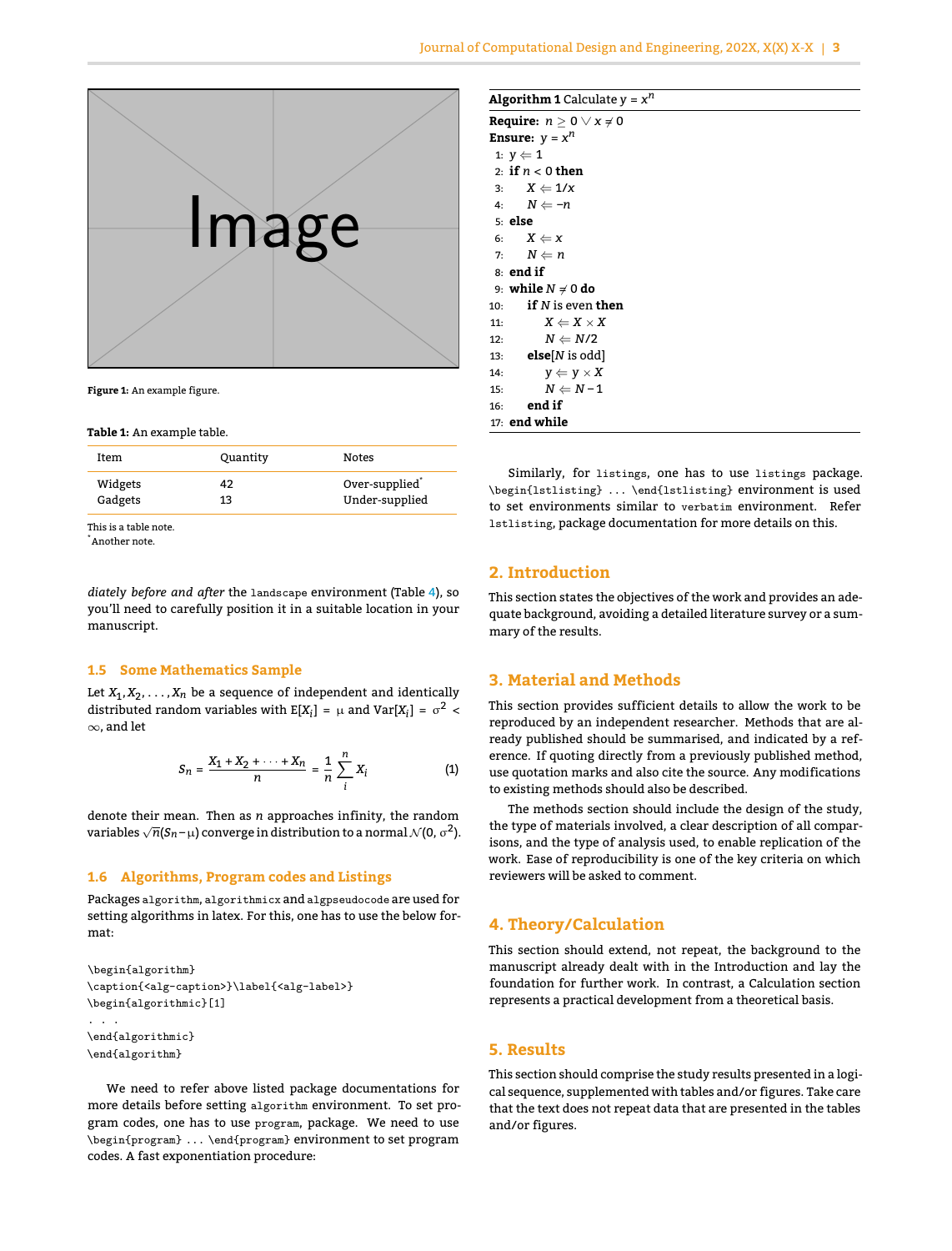Figure 1: An example figure.

Table 1: An example table.

| Item | Quantity | Notes |
|---|---|---|
| Widgets | 42 | Over-supplied[*] |
| Gadgets | 13 | Under-supplied |

This is a table note.
[*]Another note.

diately *before and after* the `landscape` environment (Table 4), so you'll need to carefully position it in a suitable location in your manuscript.

### 1.5 Some Mathematics Sample

Let $X_1, X_2, \ldots, X_n$ be a sequence of independent and identically distributed random variables with $\text{E}[X_i] = \mu$ and $\text{Var}[X_i] = \sigma^2 < \infty$, and let

$$S_n = \frac{X_1 + X_2 + \cdots + X_n}{n} = \frac{1}{n} \sum_{i}^{n} X_i \tag{1}$$

denote their mean. Then as $n$ approaches infinity, the random variables $\sqrt{n}(S_n - \mu)$ converge in distribution to a normal $\mathcal{N}(0, \sigma^2)$.

### 1.6 Algorithms, Program codes and Listings

Packages `algorithm`, `algorithmicx` and `algpseudocode` are used for setting algorithms in latex. For this, one has to use the below format:

```
\begin{algorithm}
\caption{<alg-caption>}\label{<alg-label>}
\begin{algorithmic}[1]
. . .
\end{algorithmic}
\end{algorithm}
```

We need to refer above listed package documentations for more details before setting `algorithm` environment. To set program codes, one has to use `program`, package. We need to use `\begin{program}` ... `\end{program}` environment to set program codes. A fast exponentiation procedure:

**Algorithm 1** Calculate $y = x^n$

**Require:** $n \geq 0 \lor x \neq 0$
**Ensure:** $y = x^n$

```
1:  y ⇐ 1
2:  if n < 0 then
3:      X ⇐ 1/x
4:      N ⇐ −n
5:  else
6:      X ⇐ x
7:      N ⇐ n
8:  end if
9:  while N ≠ 0 do
10:     if N is even then
11:         X ⇐ X × X
12:         N ⇐ N/2
13:     else[N is odd]
14:         y ⇐ y × X
15:         N ⇐ N − 1
16:     end if
17: end while
```

Similarly, for `listings`, one has to use `listings` package. `\begin{lstlisting}` ... `\end{lstlisting}` environment is used to set environments similar to `verbatim` environment. Refer `lstlisting`, package documentation for more details on this.

## 2. Introduction

This section states the objectives of the work and provides an adequate background, avoiding a detailed literature survey or a summary of the results.

## 3. Material and Methods

This section provides sufficient details to allow the work to be reproduced by an independent researcher. Methods that are already published should be summarised, and indicated by a reference. If quoting directly from a previously published method, use quotation marks and also cite the source. Any modifications to existing methods should also be described.

The methods section should include the design of the study, the type of materials involved, a clear description of all comparisons, and the type of analysis used, to enable replication of the work. Ease of reproducibility is one of the key criteria on which reviewers will be asked to comment.

## 4. Theory/Calculation

This section should extend, not repeat, the background to the manuscript already dealt with in the Introduction and lay the foundation for further work. In contrast, a Calculation section represents a practical development from a theoretical basis.

## 5. Results

This section should comprise the study results presented in a logical sequence, supplemented with tables and/or figures. Take care that the text does not repeat data that are presented in the tables and/or figures.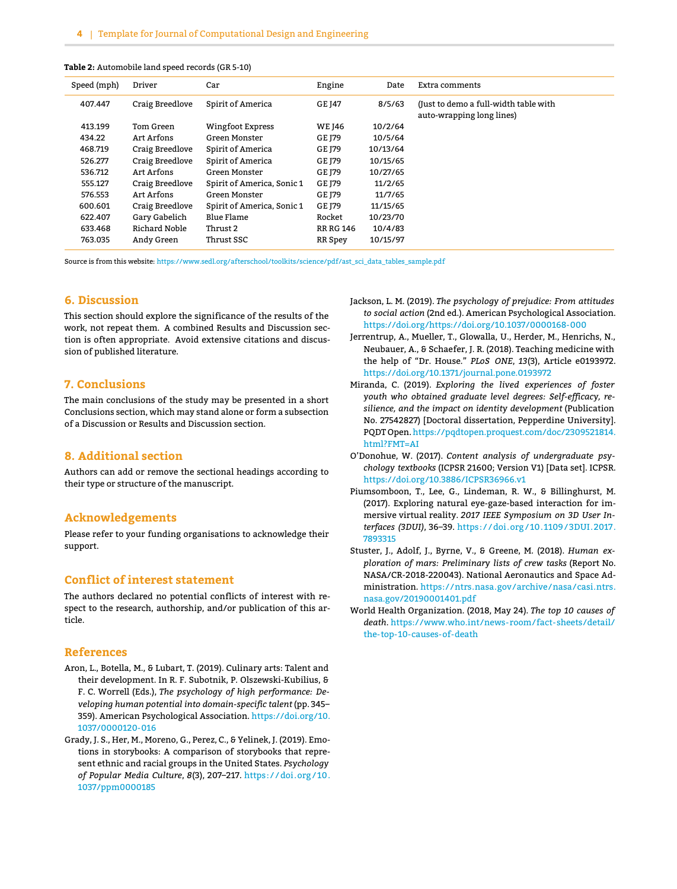**Table 2:** Automobile land speed records (GR 5-10)

| Speed (mph) | Driver | Car | Engine | Date | Extra comments |
|---|---|---|---|---|---|
| 407.447 | Craig Breedlove | Spirit of America | GE J47 | 8/5/63 | (Just to demo a full-width table with auto-wrapping long lines) |
| 413.199 | Tom Green | Wingfoot Express | WE J46 | 10/2/64 | |
| 434.22 | Art Arfons | Green Monster | GE J79 | 10/5/64 | |
| 468.719 | Craig Breedlove | Spirit of America | GE J79 | 10/13/64 | |
| 526.277 | Craig Breedlove | Spirit of America | GE J79 | 10/15/65 | |
| 536.712 | Art Arfons | Green Monster | GE J79 | 10/27/65 | |
| 555.127 | Craig Breedlove | Spirit of America, Sonic 1 | GE J79 | 11/2/65 | |
| 576.553 | Art Arfons | Green Monster | GE J79 | 11/7/65 | |
| 600.601 | Craig Breedlove | Spirit of America, Sonic 1 | GE J79 | 11/15/65 | |
| 622.407 | Gary Gabelich | Blue Flame | Rocket | 10/23/70 | |
| 633.468 | Richard Noble | Thrust 2 | RR RG 146 | 10/4/83 | |
| 763.035 | Andy Green | Thrust SSC | RR Spey | 10/15/97 | |

Source is from this website: https://www.sedl.org/afterschool/toolkits/science/pdf/ast_sci_data_tables_sample.pdf

## 6. Discussion

This section should explore the significance of the results of the work, not repeat them. A combined Results and Discussion section is often appropriate. Avoid extensive citations and discussion of published literature.

## 7. Conclusions

The main conclusions of the study may be presented in a short Conclusions section, which may stand alone or form a subsection of a Discussion or Results and Discussion section.

## 8. Additional section

Authors can add or remove the sectional headings according to their type or structure of the manuscript.

## Acknowledgements

Please refer to your funding organisations to acknowledge their support.

## Conflict of interest statement

The authors declared no potential conflicts of interest with respect to the research, authorship, and/or publication of this article.

## References

Aron, L., Botella, M., & Lubart, T. (2019). Culinary arts: Talent and their development. In R. F. Subotnik, P. Olszewski-Kubilius, & F. C. Worrell (Eds.), *The psychology of high performance: Developing human potential into domain-specific talent* (pp. 345–359). American Psychological Association. https://doi.org/10.1037/0000120-016

Grady, J. S., Her, M., Moreno, G., Perez, C., & Yelinek, J. (2019). Emotions in storybooks: A comparison of storybooks that represent ethnic and racial groups in the United States. *Psychology of Popular Media Culture*, *8*(3), 207–217. https://doi.org/10.1037/ppm0000185

Jackson, L. M. (2019). *The psychology of prejudice: From attitudes to social action* (2nd ed.). American Psychological Association. https://doi.org/https://doi.org/10.1037/0000168-000

Jerrentrup, A., Mueller, T., Glowalla, U., Herder, M., Henrichs, N., Neubauer, A., & Schaefer, J. R. (2018). Teaching medicine with the help of "Dr. House." *PLoS ONE*, *13*(3), Article e0193972. https://doi.org/10.1371/journal.pone.0193972

Miranda, C. (2019). *Exploring the lived experiences of foster youth who obtained graduate level degrees: Self-efficacy, resilience, and the impact on identity development* (Publication No. 27542827) [Doctoral dissertation, Pepperdine University]. PQDT Open. https://pqdtopen.proquest.com/doc/2309521814.html?FMT=AI

O'Donohue, W. (2017). *Content analysis of undergraduate psychology textbooks* (ICPSR 21600; Version V1) [Data set]. ICPSR. https://doi.org/10.3886/ICPSR36966.v1

Piumsomboon, T., Lee, G., Lindeman, R. W., & Billinghurst, M. (2017). Exploring natural eye-gaze-based interaction for immersive virtual reality. *2017 IEEE Symposium on 3D User Interfaces (3DUI)*, 36–39. https://doi.org/10.1109/3DUI.2017.7893315

Stuster, J., Adolf, J., Byrne, V., & Greene, M. (2018). *Human exploration of mars: Preliminary lists of crew tasks* (Report No. NASA/CR-2018-220043). National Aeronautics and Space Administration. https://ntrs.nasa.gov/archive/nasa/casi.ntrs.nasa.gov/20190001401.pdf

World Health Organization. (2018, May 24). *The top 10 causes of death*. https://www.who.int/news-room/fact-sheets/detail/the-top-10-causes-of-death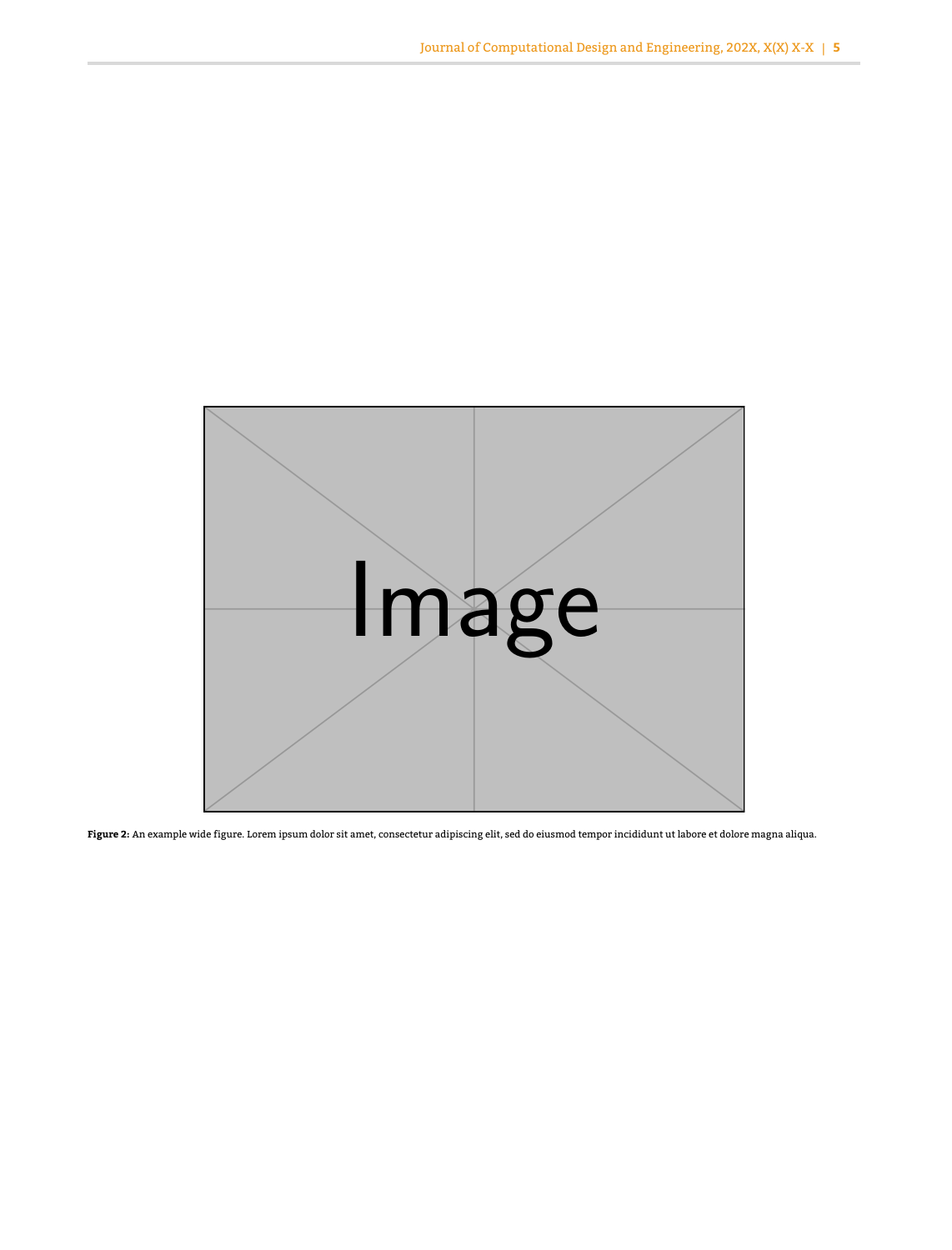**Figure 2:** An example wide figure. Lorem ipsum dolor sit amet, consectetur adipiscing elit, sed do eiusmod tempor incididunt ut labore et dolore magna aliqua.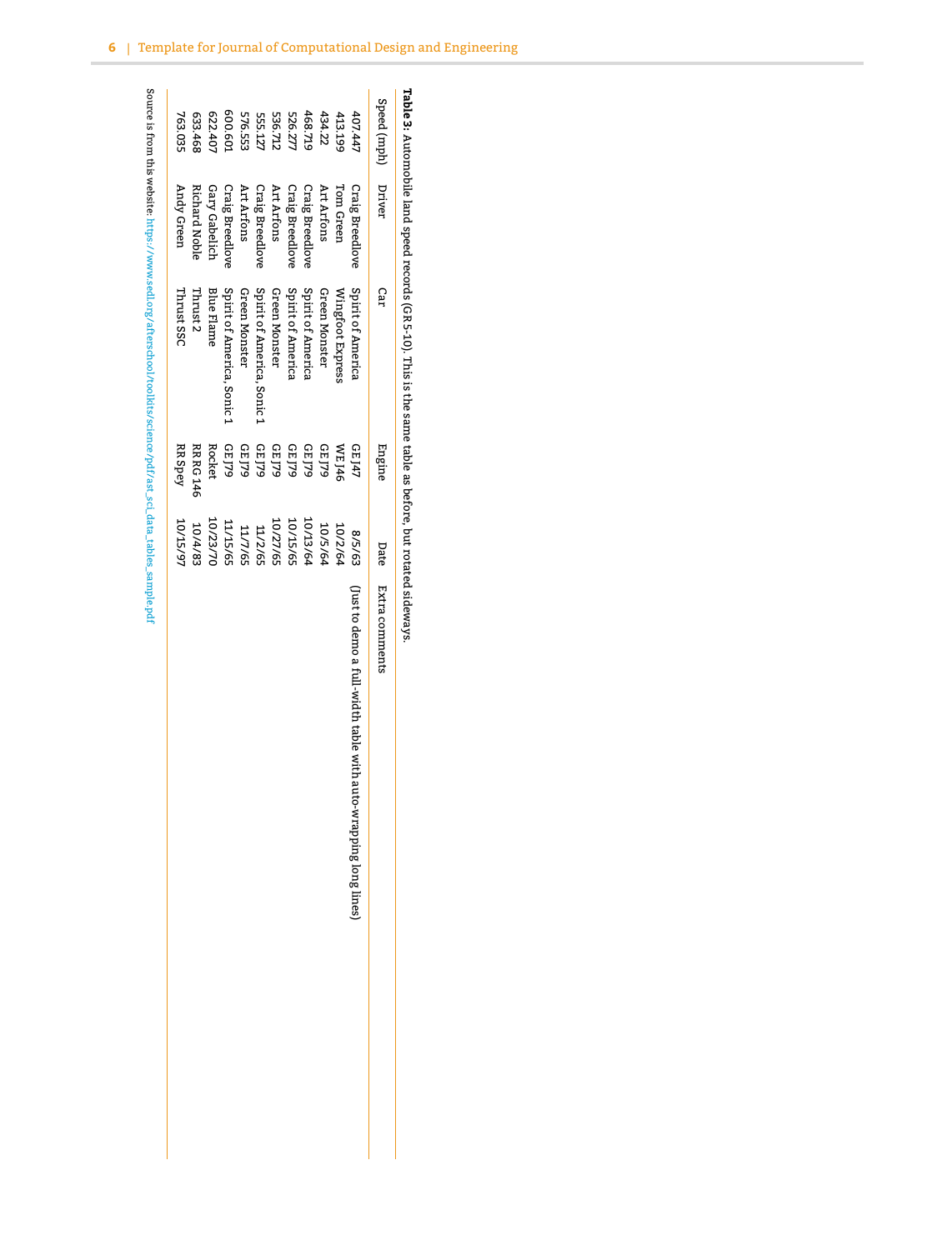**Table 3:** Automobile land speed records (GR 5-10). This is the same table as before, but rotated sideways.

| Speed (mph) | Driver | Car | Engine | Date | Extra comments |
| --- | --- | --- | --- | --- | --- |
| 407.447 | Craig Breedlove | Spirit of America | GE J47 | 8/5/63 | (Just to demo a full-width table with auto-wrapping long lines) |
| 413.199 | Tom Green | Wingfoot Express | WE J46 | 10/2/64 | |
| 434.22 | Art Arfons | Green Monster | GE J79 | 10/5/64 | |
| 468.719 | Craig Breedlove | Spirit of America | GE J79 | 10/13/64 | |
| 526.277 | Craig Breedlove | Spirit of America | GE J79 | 10/15/65 | |
| 536.712 | Art Arfons | Green Monster | GE J79 | 10/27/65 | |
| 555.127 | Craig Breedlove | Spirit of America, Sonic 1 | GE J79 | 11/2/65 | |
| 576.553 | Art Arfons | Green Monster | GE J79 | 11/7/65 | |
| 600.601 | Craig Breedlove | Spirit of America, Sonic 1 | GE J79 | 11/15/65 | |
| 622.407 | Gary Gabelich | Blue Flame | Rocket | 10/23/70 | |
| 633.468 | Richard Noble | Thrust 2 | RR RG 146 | 10/4/83 | |
| 763.035 | Andy Green | Thrust SSC | RR Spey | 10/15/97 | |

Source is from this website: https://www.sedl.org/afterschool/toolkits/science/pdf/ast_sci_data_tables_sample.pdf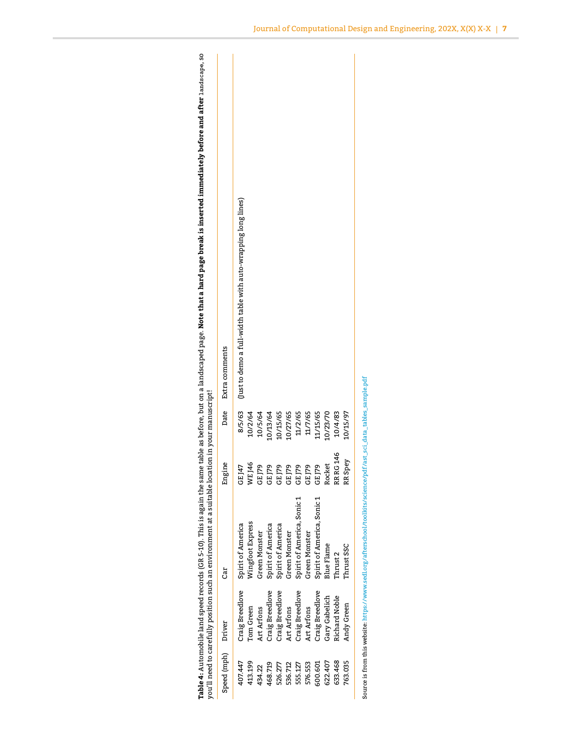**Table 4:** Automobile land speed records (GR 5-10). This is again the same table as before, but on a landscaped page. **Note that a hard page break is inserted immediately before and after** `landscape`, so you'll need to carefully position such an environment at a suitable location in your manuscript!

| Speed (mph) | Driver | Car | Engine | Date | Extra comments |
|---|---|---|---|---|---|
| 407.447 | Craig Breedlove | Spirit of America | GE J47 | 8/5/63 | (Just to demo a full-width table with auto-wrapping long lines) |
| 413.199 | Tom Green | Wingfoot Express | WE J46 | 10/2/64 | |
| 434.22 | Art Arfons | Green Monster | GE J79 | 10/5/64 | |
| 468.719 | Craig Breedlove | Spirit of America | GE J79 | 10/13/64 | |
| 526.277 | Craig Breedlove | Spirit of America | GE J79 | 10/15/65 | |
| 536.712 | Art Arfons | Green Monster | GE J79 | 10/27/65 | |
| 555.127 | Craig Breedlove | Spirit of America, Sonic 1 | GE J79 | 11/2/65 | |
| 576.553 | Art Arfons | Green Monster | GE J79 | 11/7/65 | |
| 600.601 | Craig Breedlove | Spirit of America, Sonic 1 | GE J79 | 11/15/65 | |
| 622.407 | Gary Gabelich | Blue Flame | Rocket | 10/23/70 | |
| 633.468 | Richard Noble | Thrust 2 | RR RG 146 | 10/4/83 | |
| 763.035 | Andy Green | Thrust SSC | RR Spey | 10/15/97 | |

Source is from this website: https://www.sedl.org/afterschool/toolkits/science/pdf/ast_sci_data_tables_sample.pdf